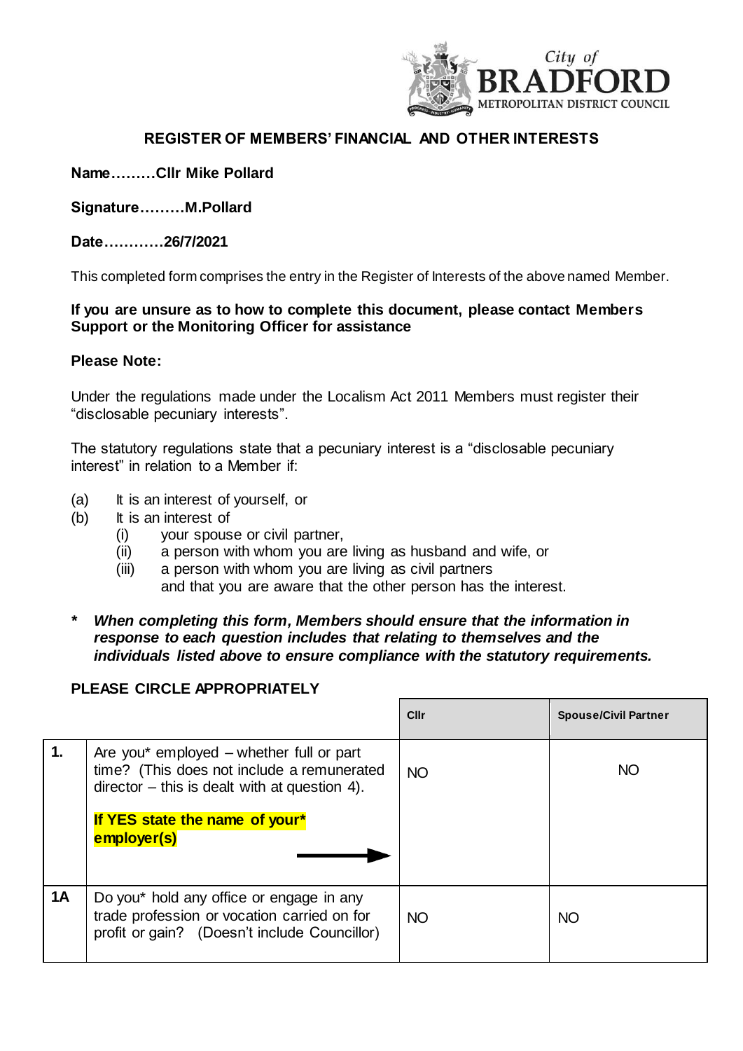City of **BRADFORD** METROPOLITAN DISTRICT COUNCIL

## REGISTER OF MEMBERS' FINANCIAL AND OTHER INTERESTS

**Name………Cllr Mike Pollard**

**Signature………M.Pollard**

**Date…………26/7/2021**

This completed form comprises the entry in the Register of Interests of the above named Member.

**If you are unsure as to how to complete this document, please contact Members Support or the Monitoring Officer for assistance**

**Please Note:**

Under the regulations made under the Localism Act 2011 Members must register their "disclosable pecuniary interests".

The statutory regulations state that a pecuniary interest is a "disclosable pecuniary interest" in relation to a Member if:

(a) It is an interest of yourself, or
(b) It is an interest of
    (i) your spouse or civil partner,
    (ii) a person with whom you are living as husband and wife, or
    (iii) a person with whom you are living as civil partners
    and that you are aware that the other person has the interest.

**\*** ***When completing this form, Members should ensure that the information in response to each question includes that relating to themselves and the individuals listed above to ensure compliance with the statutory requirements.***

**PLEASE CIRCLE APPROPRIATELY**

| | | **Cllr** | **Spouse/Civil Partner** |
|---|---|---|---|
| **1.** | Are you* employed – whether full or part time? (This does not include a remunerated director – this is dealt with at question 4). **If YES state the name of your* employer(s)** → | NO | NO |
| **1A** | Do you* hold any office or engage in any trade profession or vocation carried on for profit or gain? (Doesn't include Councillor) | NO | NO |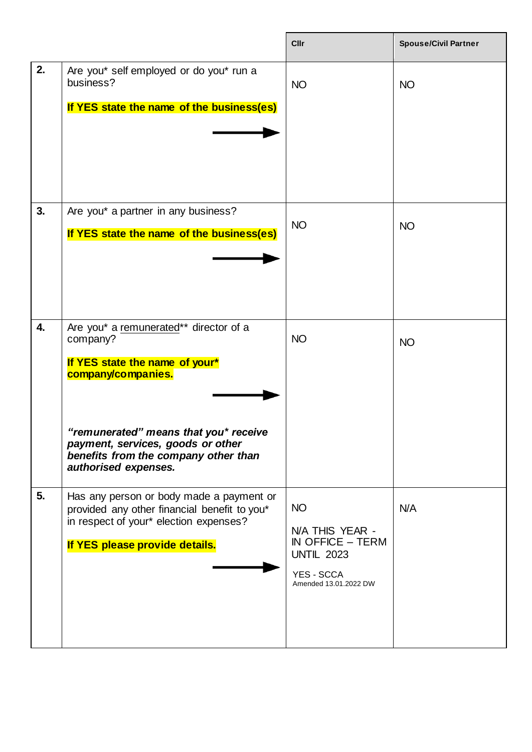| | | Cllr | Spouse/Civil Partner |
|---|---|---|---|
| **2.** | Are you* self employed or do you* run a business?<br><br>**If YES state the name of the business(es)** | NO | NO |
| **3.** | Are you* a partner in any business?<br><br>**If YES state the name of the business(es)** | NO | NO |
| **4.** | Are you* a remunerated** director of a company?<br><br>**If YES state the name of your* company/companies.**<br><br>***"remunerated" means that you* receive payment, services, goods or other benefits from the company other than authorised expenses.*** | NO | NO |
| **5.** | Has any person or body made a payment or provided any other financial benefit to you* in respect of your* election expenses?<br><br>**If YES please provide details.** | NO<br><br>N/A THIS YEAR - IN OFFICE – TERM UNTIL 2023<br><br>YES - SCCA<br>Amended 13.01.2022 DW | N/A |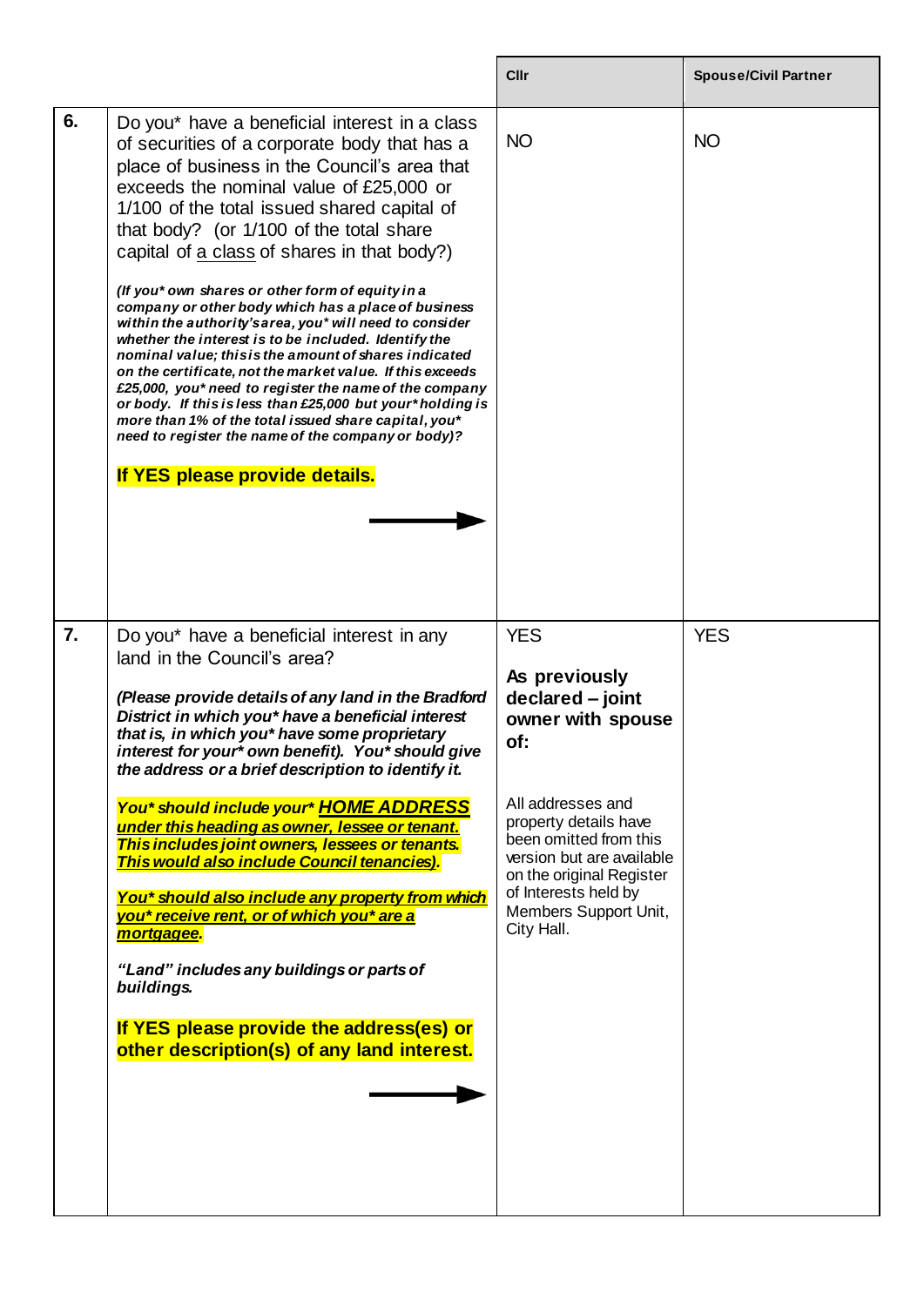| | | Cllr | Spouse/Civil Partner |
|---|---|---|---|
| **6.** | Do you* have a beneficial interest in a class of securities of a corporate body that has a place of business in the Council's area that exceeds the nominal value of £25,000 or 1/100 of the total issued shared capital of that body? (or 1/100 of the total share capital of <u>a class</u> of shares in that body?)<br><br>***(If you\* own shares or other form of equity in a company or other body which has a place of business within the authority's area, you\* will need to consider whether the interest is to be included. Identify the nominal value; this is the amount of shares indicated on the certificate, not the market value. If this exceeds £25,000, you\* need to register the name of the company or body. If this is less than £25,000 but your\* holding is more than 1% of the total issued share capital, you\* need to register the name of the company or body)?***<br><br>**If YES please provide details.**<br><br>→ | NO | NO |
| **7.** | Do you* have a beneficial interest in any land in the Council's area?<br><br>***(Please provide details of any land in the Bradford District in which you\* have a beneficial interest that is, in which you\* have some proprietary interest for your\* own benefit). You\* should give the address or a brief description to identify it.***<br><br>***<u>You\* should include your\* HOME ADDRESS under this heading as owner, lessee or tenant. This includes joint owners, lessees or tenants. This would also include Council tenancies).</u>***<br><br>***<u>You\* should also include any property from which you\* receive rent, or of which you\* are a mortgagee.</u>***<br><br>***"Land" includes any buildings or parts of buildings.***<br><br>**If YES please provide the address(es) or other description(s) of any land interest.**<br><br>→ | YES<br><br>**As previously declared – joint owner with spouse of:**<br><br>All addresses and property details have been omitted from this version but are available on the original Register of Interests held by Members Support Unit, City Hall. | YES |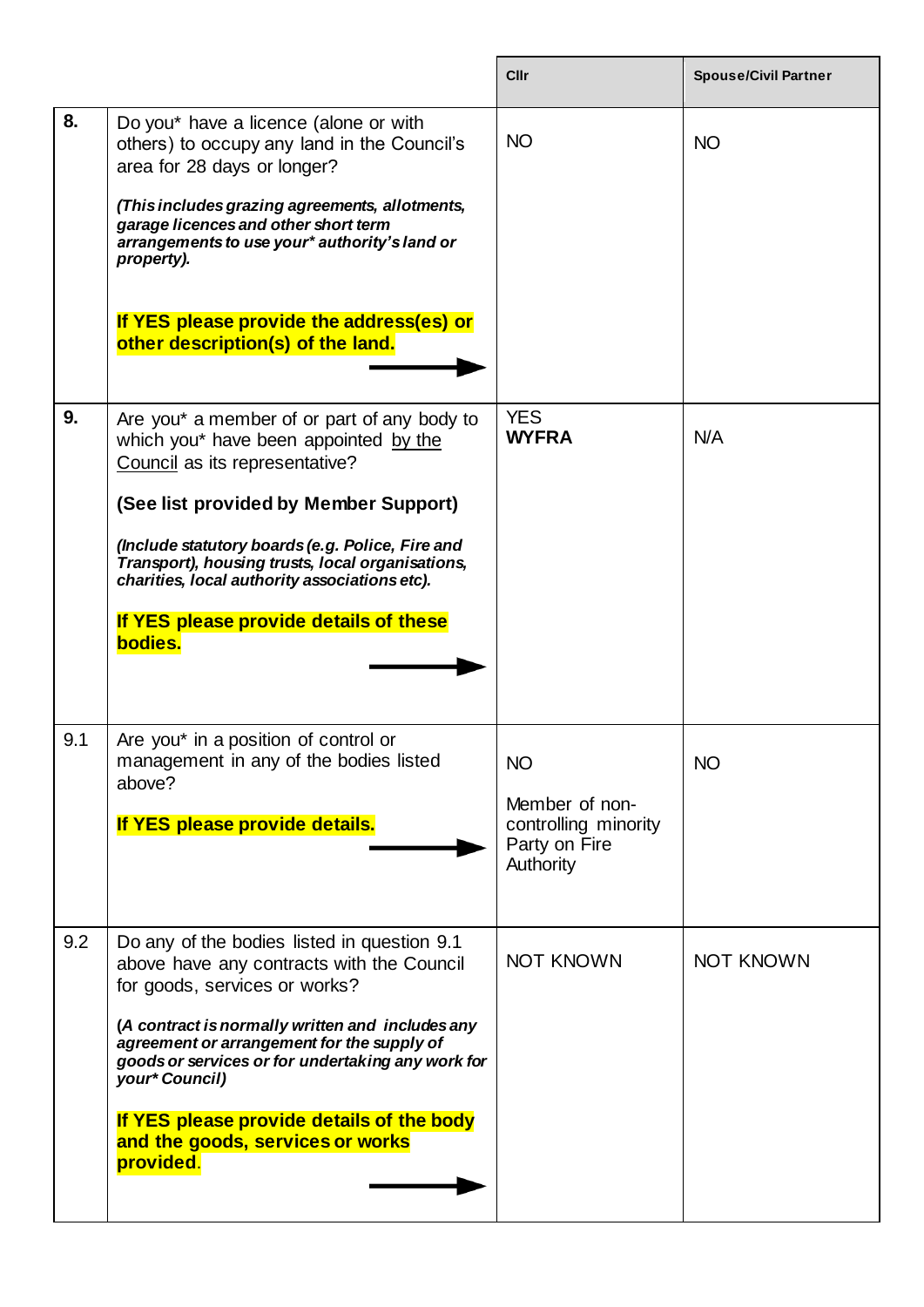| | | Cllr | Spouse/Civil Partner |
|---|---|---|---|
| **8.** | Do you* have a licence (alone or with others) to occupy any land in the Council's area for 28 days or longer?<br><br>***(This includes grazing agreements, allotments, garage licences and other short term arrangements to use your* authority's land or property).***<br><br>**If YES please provide the address(es) or other description(s) of the land.** | NO | NO |
| **9.** | Are you* a member of or part of any body to which you* have been appointed by the Council as its representative?<br><br>**(See list provided by Member Support)**<br><br>***(Include statutory boards (e.g. Police, Fire and Transport), housing trusts, local organisations, charities, local authority associations etc).***<br><br>**If YES please provide details of these bodies.** | YES<br>**WYFRA** | N/A |
| 9.1 | Are you* in a position of control or management in any of the bodies listed above?<br><br>**If YES please provide details.** | NO<br><br>Member of non-controlling minority Party on Fire Authority | NO |
| 9.2 | Do any of the bodies listed in question 9.1 above have any contracts with the Council for goods, services or works?<br><br>***(A contract is normally written and includes any agreement or arrangement for the supply of goods or services or for undertaking any work for your* Council)***<br><br>**If YES please provide details of the body and the goods, services or works provided**. | NOT KNOWN | NOT KNOWN |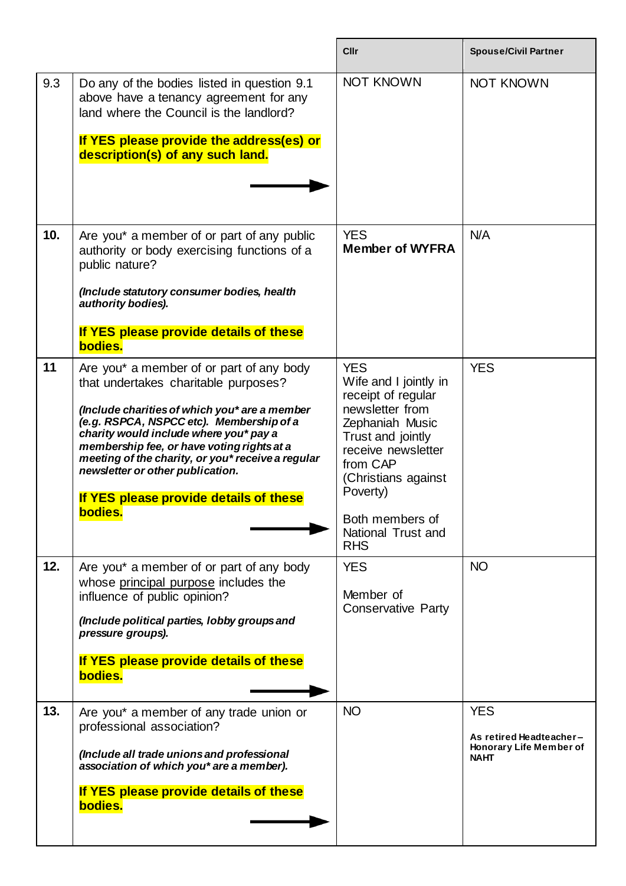| | | Cllr | Spouse/Civil Partner |
|---|---|---|---|
| 9.3 | Do any of the bodies listed in question 9.1 above have a tenancy agreement for any land where the Council is the landlord?<br><br>**If YES please provide the address(es) or description(s) of any such land.** | NOT KNOWN | NOT KNOWN |
| **10.** | Are you* a member of or part of any public authority or body exercising functions of a public nature?<br><br>***(Include statutory consumer bodies, health authority bodies).***<br><br>**If YES please provide details of these bodies.** | YES<br>**Member of WYFRA** | N/A |
| **11** | Are you* a member of or part of any body that undertakes charitable purposes?<br><br>***(Include charities of which you* are a member (e.g. RSPCA, NSPCC etc). Membership of a charity would include where you* pay a membership fee, or have voting rights at a meeting of the charity, or you* receive a regular newsletter or other publication.***<br><br>**If YES please provide details of these bodies.** | YES<br>Wife and I jointly in receipt of regular newsletter from Zephaniah Music Trust and jointly receive newsletter from CAP (Christians against Poverty)<br><br>Both members of National Trust and RHS | YES |
| **12.** | Are you* a member of or part of any body whose principal purpose includes the influence of public opinion?<br><br>***(Include political parties, lobby groups and pressure groups).***<br><br>**If YES please provide details of these bodies.** | YES<br><br>Member of Conservative Party | NO |
| **13.** | Are you* a member of any trade union or professional association?<br><br>***(Include all trade unions and professional association of which you* are a member).***<br><br>**If YES please provide details of these bodies.** | NO | YES<br><br>**As retired Headteacher – Honorary Life Member of NAHT** |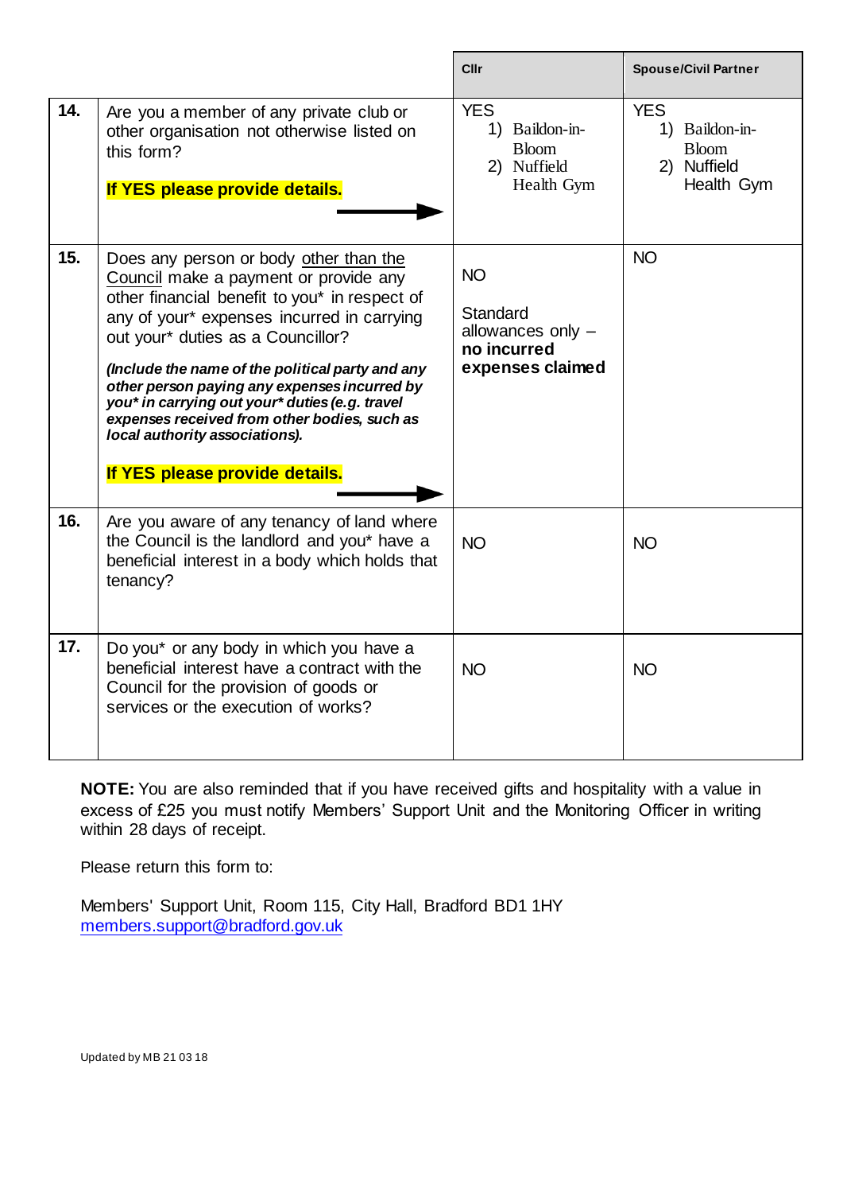| | | Cllr | Spouse/Civil Partner |
|---|---|---|---|
| **14.** | Are you a member of any private club or other organisation not otherwise listed on this form?<br><br>**If YES please provide details.** | YES<br>1) Baildon-in-Bloom<br>2) Nuffield Health Gym | YES<br>1) Baildon-in-Bloom<br>2) Nuffield Health Gym |
| **15.** | Does any person or body other than the Council make a payment or provide any other financial benefit to you* in respect of any of your* expenses incurred in carrying out your* duties as a Councillor?<br><br>***(Include the name of the political party and any other person paying any expenses incurred by you* in carrying out your* duties (e.g. travel expenses received from other bodies, such as local authority associations).***<br><br>**If YES please provide details.** | NO<br><br>Standard allowances only – **no incurred expenses claimed** | NO |
| **16.** | Are you aware of any tenancy of land where the Council is the landlord and you* have a beneficial interest in a body which holds that tenancy? | NO | NO |
| **17.** | Do you* or any body in which you have a beneficial interest have a contract with the Council for the provision of goods or services or the execution of works? | NO | NO |

**NOTE:** You are also reminded that if you have received gifts and hospitality with a value in excess of £25 you must notify Members' Support Unit and the Monitoring Officer in writing within 28 days of receipt.

Please return this form to:

Members' Support Unit, Room 115, City Hall, Bradford BD1 1HY
members.support@bradford.gov.uk

Updated by MB 21 03 18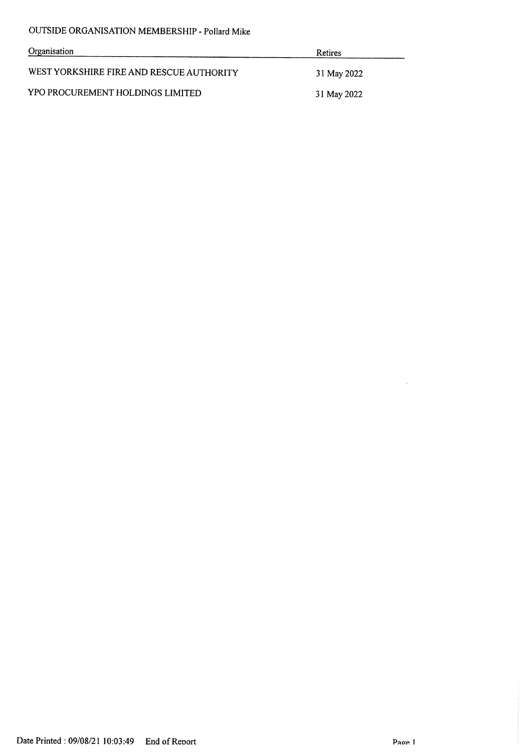OUTSIDE ORGANISATION MEMBERSHIP - Pollard Mike

| Organisation | Retires |
| --- | --- |
| WEST YORKSHIRE FIRE AND RESCUE AUTHORITY | 31 May 2022 |
| YPO PROCUREMENT HOLDINGS LIMITED | 31 May 2022 |

Date Printed : 09/08/21 10:03:49 End of Report